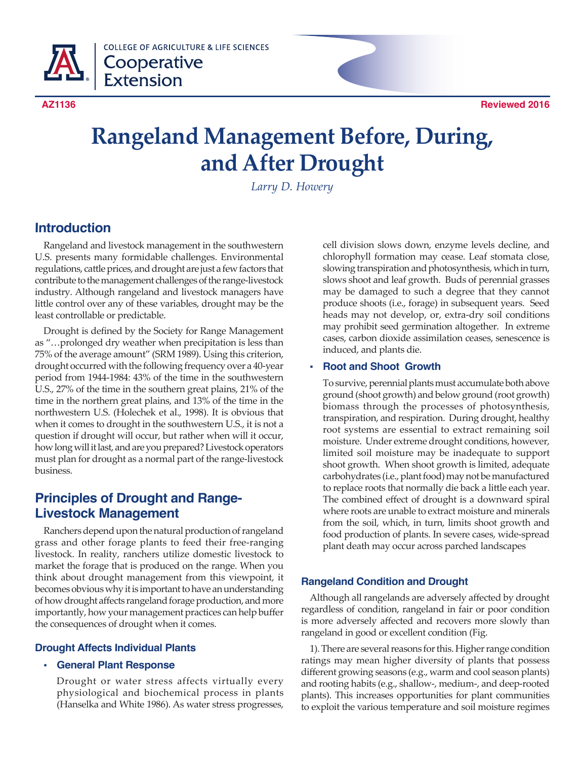COLLEGE OF AGRICULTURE & LIFE SCIENCES
Cooperative Extension

AZ1136

Reviewed 2016

# Rangeland Management Before, During, and After Drought

*Larry D. Howery*

## Introduction

Rangeland and livestock management in the southwestern U.S. presents many formidable challenges. Environmental regulations, cattle prices, and drought are just a few factors that contribute to the management challenges of the range-livestock industry. Although rangeland and livestock managers have little control over any of these variables, drought may be the least controllable or predictable.

Drought is defined by the Society for Range Management as "…prolonged dry weather when precipitation is less than 75% of the average amount" (SRM 1989). Using this criterion, drought occurred with the following frequency over a 40-year period from 1944-1984: 43% of the time in the southwestern U.S., 27% of the time in the southern great plains, 21% of the time in the northern great plains, and 13% of the time in the northwestern U.S. (Holechek et al., 1998). It is obvious that when it comes to drought in the southwestern U.S., it is not a question if drought will occur, but rather when will it occur, how long will it last, and are you prepared? Livestock operators must plan for drought as a normal part of the range-livestock business.

## Principles of Drought and Range-Livestock Management

Ranchers depend upon the natural production of rangeland grass and other forage plants to feed their free-ranging livestock. In reality, ranchers utilize domestic livestock to market the forage that is produced on the range. When you think about drought management from this viewpoint, it becomes obvious why it is important to have an understanding of how drought affects rangeland forage production, and more importantly, how your management practices can help buffer the consequences of drought when it comes.

### Drought Affects Individual Plants

- **General Plant Response**

  Drought or water stress affects virtually every physiological and biochemical process in plants (Hanselka and White 1986). As water stress progresses, cell division slows down, enzyme levels decline, and chlorophyll formation may cease. Leaf stomata close, slowing transpiration and photosynthesis, which in turn, slows shoot and leaf growth. Buds of perennial grasses may be damaged to such a degree that they cannot produce shoots (i.e., forage) in subsequent years. Seed heads may not develop, or, extra-dry soil conditions may prohibit seed germination altogether. In extreme cases, carbon dioxide assimilation ceases, senescence is induced, and plants die.

- **Root and Shoot Growth**

  To survive, perennial plants must accumulate both above ground (shoot growth) and below ground (root growth) biomass through the processes of photosynthesis, transpiration, and respiration. During drought, healthy root systems are essential to extract remaining soil moisture. Under extreme drought conditions, however, limited soil moisture may be inadequate to support shoot growth. When shoot growth is limited, adequate carbohydrates (i.e., plant food) may not be manufactured to replace roots that normally die back a little each year. The combined effect of drought is a downward spiral where roots are unable to extract moisture and minerals from the soil, which, in turn, limits shoot growth and food production of plants. In severe cases, wide-spread plant death may occur across parched landscapes

### Rangeland Condition and Drought

Although all rangelands are adversely affected by drought regardless of condition, rangeland in fair or poor condition is more adversely affected and recovers more slowly than rangeland in good or excellent condition (Fig.

1). There are several reasons for this. Higher range condition ratings may mean higher diversity of plants that possess different growing seasons (e.g., warm and cool season plants) and rooting habits (e.g., shallow-, medium-, and deep-rooted plants). This increases opportunities for plant communities to exploit the various temperature and soil moisture regimes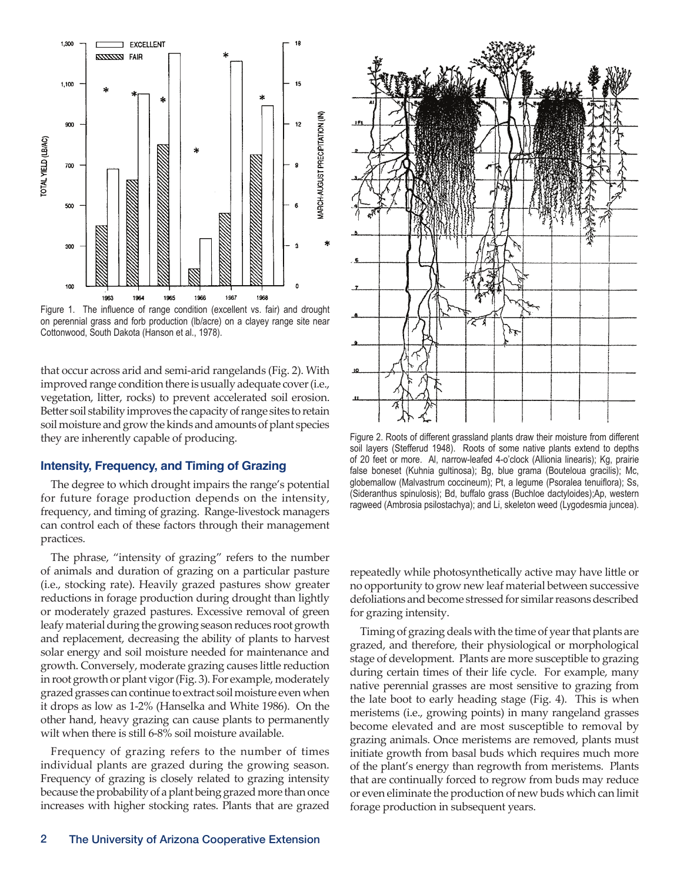Figure 1. The influence of range condition (excellent vs. fair) and drought on perennial grass and forb production (lb/acre) on a clayey range site near Cottonwood, South Dakota (Hanson et al., 1978).

that occur across arid and semi-arid rangelands (Fig. 2). With improved range condition there is usually adequate cover (i.e., vegetation, litter, rocks) to prevent accelerated soil erosion. Better soil stability improves the capacity of range sites to retain soil moisture and grow the kinds and amounts of plant species they are inherently capable of producing.

## Intensity, Frequency, and Timing of Grazing

The degree to which drought impairs the range's potential for future forage production depends on the intensity, frequency, and timing of grazing. Range-livestock managers can control each of these factors through their management practices.

The phrase, "intensity of grazing" refers to the number of animals and duration of grazing on a particular pasture (i.e., stocking rate). Heavily grazed pastures show greater reductions in forage production during drought than lightly or moderately grazed pastures. Excessive removal of green leafy material during the growing season reduces root growth and replacement, decreasing the ability of plants to harvest solar energy and soil moisture needed for maintenance and growth. Conversely, moderate grazing causes little reduction in root growth or plant vigor (Fig. 3). For example, moderately grazed grasses can continue to extract soil moisture even when it drops as low as 1-2% (Hanselka and White 1986). On the other hand, heavy grazing can cause plants to permanently wilt when there is still 6-8% soil moisture available.

Frequency of grazing refers to the number of times individual plants are grazed during the growing season. Frequency of grazing is closely related to grazing intensity because the probability of a plant being grazed more than once increases with higher stocking rates. Plants that are grazed repeatedly while photosynthetically active may have little or no opportunity to grow new leaf material between successive defoliations and become stressed for similar reasons described for grazing intensity.

Timing of grazing deals with the time of year that plants are grazed, and therefore, their physiological or morphological stage of development. Plants are more susceptible to grazing during certain times of their life cycle. For example, many native perennial grasses are most sensitive to grazing from the late boot to early heading stage (Fig. 4). This is when meristems (i.e., growing points) in many rangeland grasses become elevated and are most susceptible to removal by grazing animals. Once meristems are removed, plants must initiate growth from basal buds which requires much more of the plant's energy than regrowth from meristems. Plants that are continually forced to regrow from buds may reduce or even eliminate the production of new buds which can limit forage production in subsequent years.

Figure 2. Roots of different grassland plants draw their moisture from different soil layers (Stefferud 1948). Roots of some native plants extend to depths of 20 feet or more. Al, narrow-leafed 4-o'clock (Allionia linearis); Kg, prairie false boneset (Kuhnia gultinosa); Bg, blue grama (Bouteloua gracilis); Mc, globemallow (Malvastrum coccineum); Pt, a legume (Psoralea tenuiflora); Ss, (Sideranthus spinulosis); Bd, buffalo grass (Buchloe dactyloides);Ap, western ragweed (Ambrosia psilostachya); and Li, skeleton weed (Lygodesmia juncea).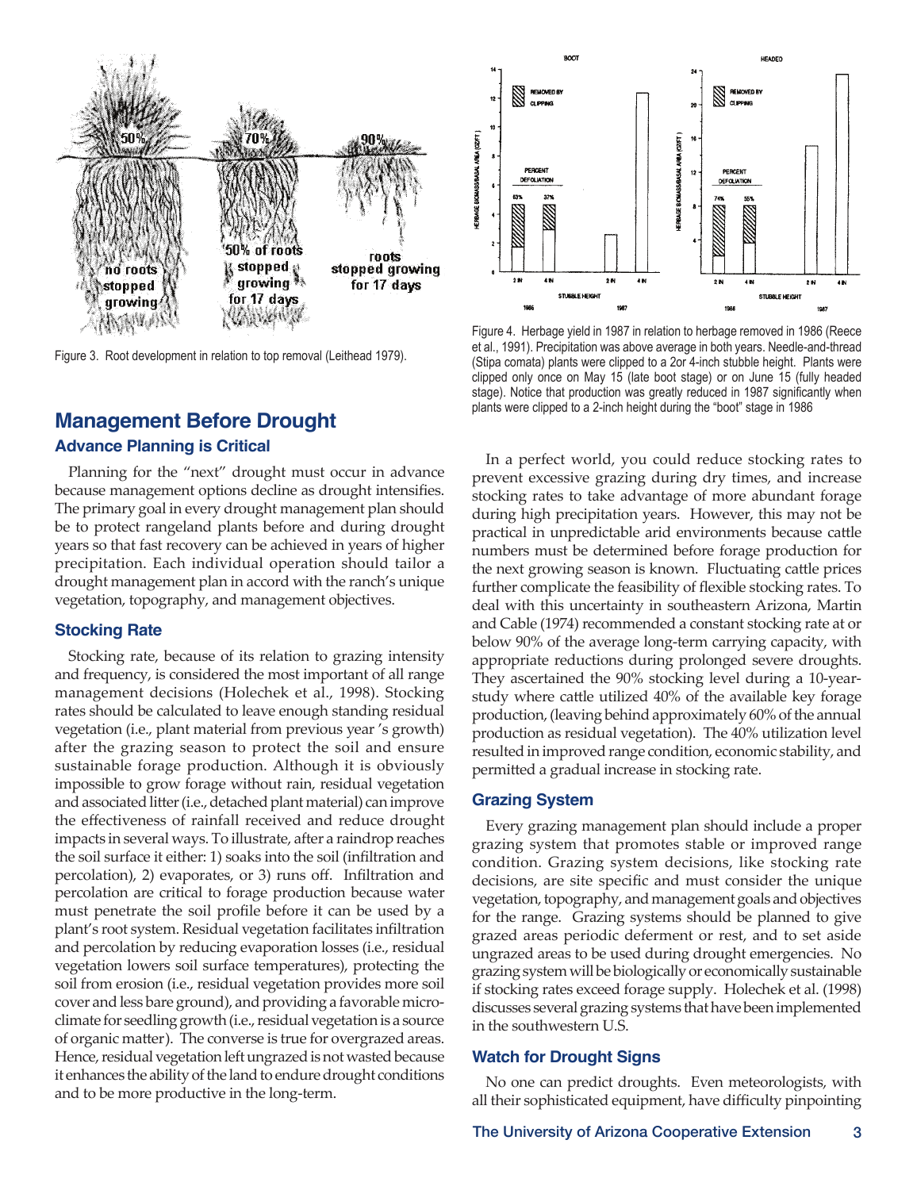Figure 3. Root development in relation to top removal (Leithead 1979).

Figure 4. Herbage yield in 1987 in relation to herbage removed in 1986 (Reece et al., 1991). Precipitation was above average in both years. Needle-and-thread (Stipa comata) plants were clipped to a 2or 4-inch stubble height. Plants were clipped only once on May 15 (late boot stage) or on June 15 (fully headed stage). Notice that production was greatly reduced in 1987 significantly when plants were clipped to a 2-inch height during the "boot" stage in 1986

## Management Before Drought

### Advance Planning is Critical

Planning for the "next" drought must occur in advance because management options decline as drought intensifies. The primary goal in every drought management plan should be to protect rangeland plants before and during drought years so that fast recovery can be achieved in years of higher precipitation. Each individual operation should tailor a drought management plan in accord with the ranch's unique vegetation, topography, and management objectives.

### Stocking Rate

Stocking rate, because of its relation to grazing intensity and frequency, is considered the most important of all range management decisions (Holechek et al., 1998). Stocking rates should be calculated to leave enough standing residual vegetation (i.e., plant material from previous year 's growth) after the grazing season to protect the soil and ensure sustainable forage production. Although it is obviously impossible to grow forage without rain, residual vegetation and associated litter (i.e., detached plant material) can improve the effectiveness of rainfall received and reduce drought impacts in several ways. To illustrate, after a raindrop reaches the soil surface it either: 1) soaks into the soil (infiltration and percolation), 2) evaporates, or 3) runs off. Infiltration and percolation are critical to forage production because water must penetrate the soil profile before it can be used by a plant's root system. Residual vegetation facilitates infiltration and percolation by reducing evaporation losses (i.e., residual vegetation lowers soil surface temperatures), protecting the soil from erosion (i.e., residual vegetation provides more soil cover and less bare ground), and providing a favorable microclimate for seedling growth (i.e., residual vegetation is a source of organic matter). The converse is true for overgrazed areas. Hence, residual vegetation left ungrazed is not wasted because it enhances the ability of the land to endure drought conditions and to be more productive in the long-term.

In a perfect world, you could reduce stocking rates to prevent excessive grazing during dry times, and increase stocking rates to take advantage of more abundant forage during high precipitation years. However, this may not be practical in unpredictable arid environments because cattle numbers must be determined before forage production for the next growing season is known. Fluctuating cattle prices further complicate the feasibility of flexible stocking rates. To deal with this uncertainty in southeastern Arizona, Martin and Cable (1974) recommended a constant stocking rate at or below 90% of the average long-term carrying capacity, with appropriate reductions during prolonged severe droughts. They ascertained the 90% stocking level during a 10-year-study where cattle utilized 40% of the available key forage production, (leaving behind approximately 60% of the annual production as residual vegetation). The 40% utilization level resulted in improved range condition, economic stability, and permitted a gradual increase in stocking rate.

### Grazing System

Every grazing management plan should include a proper grazing system that promotes stable or improved range condition. Grazing system decisions, like stocking rate decisions, are site specific and must consider the unique vegetation, topography, and management goals and objectives for the range. Grazing systems should be planned to give grazed areas periodic deferment or rest, and to set aside ungrazed areas to be used during drought emergencies. No grazing system will be biologically or economically sustainable if stocking rates exceed forage supply. Holechek et al. (1998) discusses several grazing systems that have been implemented in the southwestern U.S.

### Watch for Drought Signs

No one can predict droughts. Even meteorologists, with all their sophisticated equipment, have difficulty pinpointing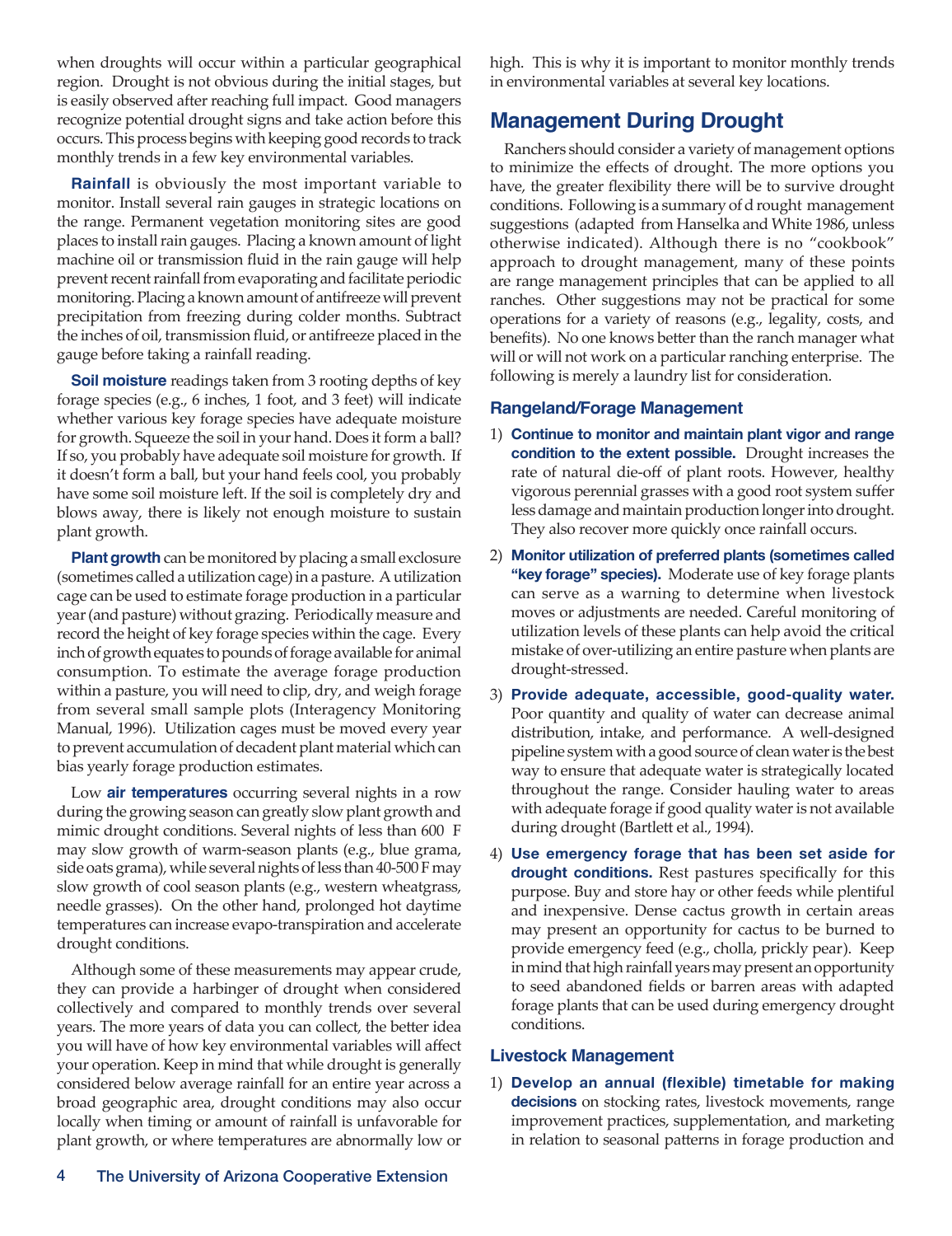when droughts will occur within a particular geographical region. Drought is not obvious during the initial stages, but is easily observed after reaching full impact. Good managers recognize potential drought signs and take action before this occurs. This process begins with keeping good records to track monthly trends in a few key environmental variables.

**Rainfall** is obviously the most important variable to monitor. Install several rain gauges in strategic locations on the range. Permanent vegetation monitoring sites are good places to install rain gauges. Placing a known amount of light machine oil or transmission fluid in the rain gauge will help prevent recent rainfall from evaporating and facilitate periodic monitoring. Placing a known amount of antifreeze will prevent precipitation from freezing during colder months. Subtract the inches of oil, transmission fluid, or antifreeze placed in the gauge before taking a rainfall reading.

**Soil moisture** readings taken from 3 rooting depths of key forage species (e.g., 6 inches, 1 foot, and 3 feet) will indicate whether various key forage species have adequate moisture for growth. Squeeze the soil in your hand. Does it form a ball? If so, you probably have adequate soil moisture for growth. If it doesn't form a ball, but your hand feels cool, you probably have some soil moisture left. If the soil is completely dry and blows away, there is likely not enough moisture to sustain plant growth.

**Plant growth** can be monitored by placing a small exclosure (sometimes called a utilization cage) in a pasture. A utilization cage can be used to estimate forage production in a particular year (and pasture) without grazing. Periodically measure and record the height of key forage species within the cage. Every inch of growth equates to pounds of forage available for animal consumption. To estimate the average forage production within a pasture, you will need to clip, dry, and weigh forage from several small sample plots (Interagency Monitoring Manual, 1996). Utilization cages must be moved every year to prevent accumulation of decadent plant material which can bias yearly forage production estimates.

Low **air temperatures** occurring several nights in a row during the growing season can greatly slow plant growth and mimic drought conditions. Several nights of less than 600 F may slow growth of warm-season plants (e.g., blue grama, side oats grama), while several nights of less than 40-500 F may slow growth of cool season plants (e.g., western wheatgrass, needle grasses). On the other hand, prolonged hot daytime temperatures can increase evapo-transpiration and accelerate drought conditions.

Although some of these measurements may appear crude, they can provide a harbinger of drought when considered collectively and compared to monthly trends over several years. The more years of data you can collect, the better idea you will have of how key environmental variables will affect your operation. Keep in mind that while drought is generally considered below average rainfall for an entire year across a broad geographic area, drought conditions may also occur locally when timing or amount of rainfall is unfavorable for plant growth, or where temperatures are abnormally low or high. This is why it is important to monitor monthly trends in environmental variables at several key locations.

## Management During Drought

Ranchers should consider a variety of management options to minimize the effects of drought. The more options you have, the greater flexibility there will be to survive drought conditions. Following is a summary of d rought management suggestions (adapted from Hanselka and White 1986, unless otherwise indicated). Although there is no "cookbook" approach to drought management, many of these points are range management principles that can be applied to all ranches. Other suggestions may not be practical for some operations for a variety of reasons (e.g., legality, costs, and benefits). No one knows better than the ranch manager what will or will not work on a particular ranching enterprise. The following is merely a laundry list for consideration.

### Rangeland/Forage Management

1) **Continue to monitor and maintain plant vigor and range condition to the extent possible.** Drought increases the rate of natural die-off of plant roots. However, healthy vigorous perennial grasses with a good root system suffer less damage and maintain production longer into drought. They also recover more quickly once rainfall occurs.
2) **Monitor utilization of preferred plants (sometimes called "key forage" species).** Moderate use of key forage plants can serve as a warning to determine when livestock moves or adjustments are needed. Careful monitoring of utilization levels of these plants can help avoid the critical mistake of over-utilizing an entire pasture when plants are drought-stressed.
3) **Provide adequate, accessible, good-quality water.** Poor quantity and quality of water can decrease animal distribution, intake, and performance. A well-designed pipeline system with a good source of clean water is the best way to ensure that adequate water is strategically located throughout the range. Consider hauling water to areas with adequate forage if good quality water is not available during drought (Bartlett et al., 1994).
4) **Use emergency forage that has been set aside for drought conditions.** Rest pastures specifically for this purpose. Buy and store hay or other feeds while plentiful and inexpensive. Dense cactus growth in certain areas may present an opportunity for cactus to be burned to provide emergency feed (e.g., cholla, prickly pear). Keep in mind that high rainfall years may present an opportunity to seed abandoned fields or barren areas with adapted forage plants that can be used during emergency drought conditions.

### Livestock Management

1) **Develop an annual (flexible) timetable for making decisions** on stocking rates, livestock movements, range improvement practices, supplementation, and marketing in relation to seasonal patterns in forage production and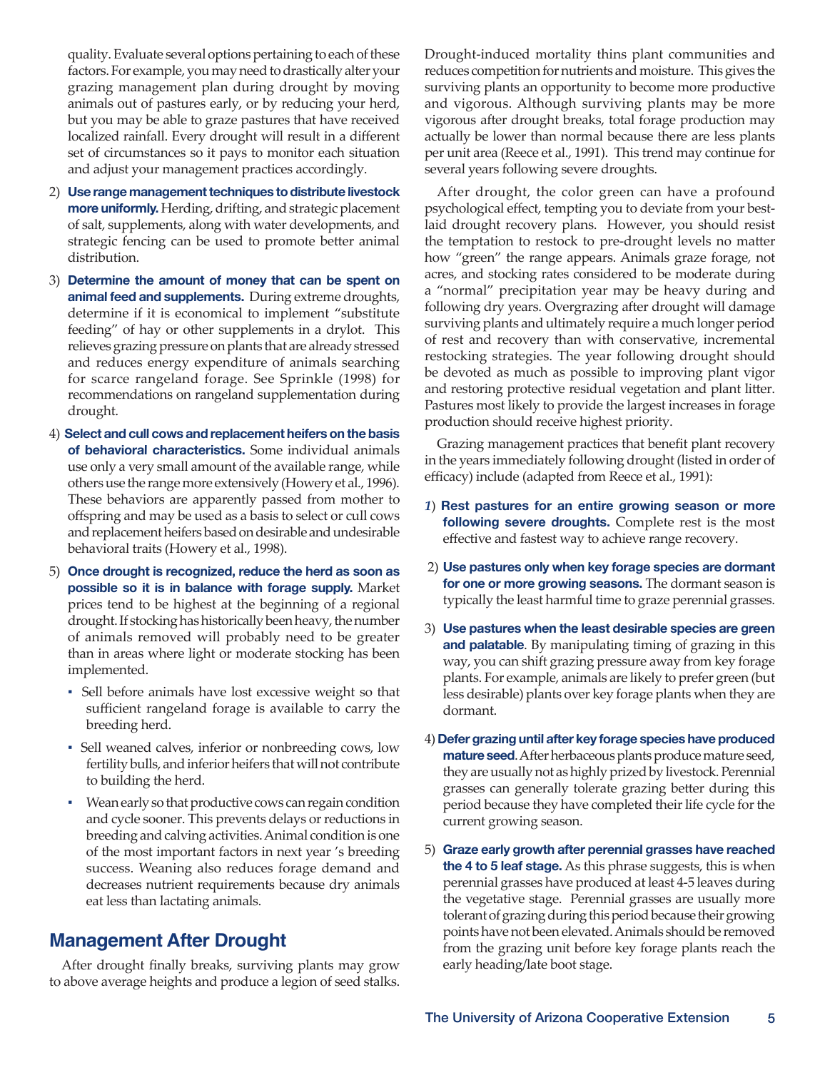quality. Evaluate several options pertaining to each of these factors. For example, you may need to drastically alter your grazing management plan during drought by moving animals out of pastures early, or by reducing your herd, but you may be able to graze pastures that have received localized rainfall. Every drought will result in a different set of circumstances so it pays to monitor each situation and adjust your management practices accordingly.

2) **Use range management techniques to distribute livestock more uniformly.** Herding, drifting, and strategic placement of salt, supplements, along with water developments, and strategic fencing can be used to promote better animal distribution.

3) **Determine the amount of money that can be spent on animal feed and supplements.** During extreme droughts, determine if it is economical to implement "substitute feeding" of hay or other supplements in a drylot. This relieves grazing pressure on plants that are already stressed and reduces energy expenditure of animals searching for scarce rangeland forage. See Sprinkle (1998) for recommendations on rangeland supplementation during drought.

4) **Select and cull cows and replacement heifers on the basis of behavioral characteristics.** Some individual animals use only a very small amount of the available range, while others use the range more extensively (Howery et al., 1996). These behaviors are apparently passed from mother to offspring and may be used as a basis to select or cull cows and replacement heifers based on desirable and undesirable behavioral traits (Howery et al., 1998).

5) **Once drought is recognized, reduce the herd as soon as possible so it is in balance with forage supply.** Market prices tend to be highest at the beginning of a regional drought. If stocking has historically been heavy, the number of animals removed will probably need to be greater than in areas where light or moderate stocking has been implemented.
   - Sell before animals have lost excessive weight so that sufficient rangeland forage is available to carry the breeding herd.
   - Sell weaned calves, inferior or nonbreeding cows, low fertility bulls, and inferior heifers that will not contribute to building the herd.
   - Wean early so that productive cows can regain condition and cycle sooner. This prevents delays or reductions in breeding and calving activities. Animal condition is one of the most important factors in next year's breeding success. Weaning also reduces forage demand and decreases nutrient requirements because dry animals eat less than lactating animals.

## Management After Drought

After drought finally breaks, surviving plants may grow to above average heights and produce a legion of seed stalks. Drought-induced mortality thins plant communities and reduces competition for nutrients and moisture. This gives the surviving plants an opportunity to become more productive and vigorous. Although surviving plants may be more vigorous after drought breaks, total forage production may actually be lower than normal because there are less plants per unit area (Reece et al., 1991). This trend may continue for several years following severe droughts.

After drought, the color green can have a profound psychological effect, tempting you to deviate from your best-laid drought recovery plans. However, you should resist the temptation to restock to pre-drought levels no matter how "green" the range appears. Animals graze forage, not acres, and stocking rates considered to be moderate during a "normal" precipitation year may be heavy during and following dry years. Overgrazing after drought will damage surviving plants and ultimately require a much longer period of rest and recovery than with conservative, incremental restocking strategies. The year following drought should be devoted as much as possible to improving plant vigor and restoring protective residual vegetation and plant litter. Pastures most likely to provide the largest increases in forage production should receive highest priority.

Grazing management practices that benefit plant recovery in the years immediately following drought (listed in order of efficacy) include (adapted from Reece et al., 1991):

1) **Rest pastures for an entire growing season or more following severe droughts.** Complete rest is the most effective and fastest way to achieve range recovery.

2) **Use pastures only when key forage species are dormant for one or more growing seasons.** The dormant season is typically the least harmful time to graze perennial grasses.

3) **Use pastures when the least desirable species are green and palatable**. By manipulating timing of grazing in this way, you can shift grazing pressure away from key forage plants. For example, animals are likely to prefer green (but less desirable) plants over key forage plants when they are dormant.

4) **Defer grazing until after key forage species have produced mature seed**. After herbaceous plants produce mature seed, they are usually not as highly prized by livestock. Perennial grasses can generally tolerate grazing better during this period because they have completed their life cycle for the current growing season.

5) **Graze early growth after perennial grasses have reached the 4 to 5 leaf stage.** As this phrase suggests, this is when perennial grasses have produced at least 4-5 leaves during the vegetative stage. Perennial grasses are usually more tolerant of grazing during this period because their growing points have not been elevated. Animals should be removed from the grazing unit before key forage plants reach the early heading/late boot stage.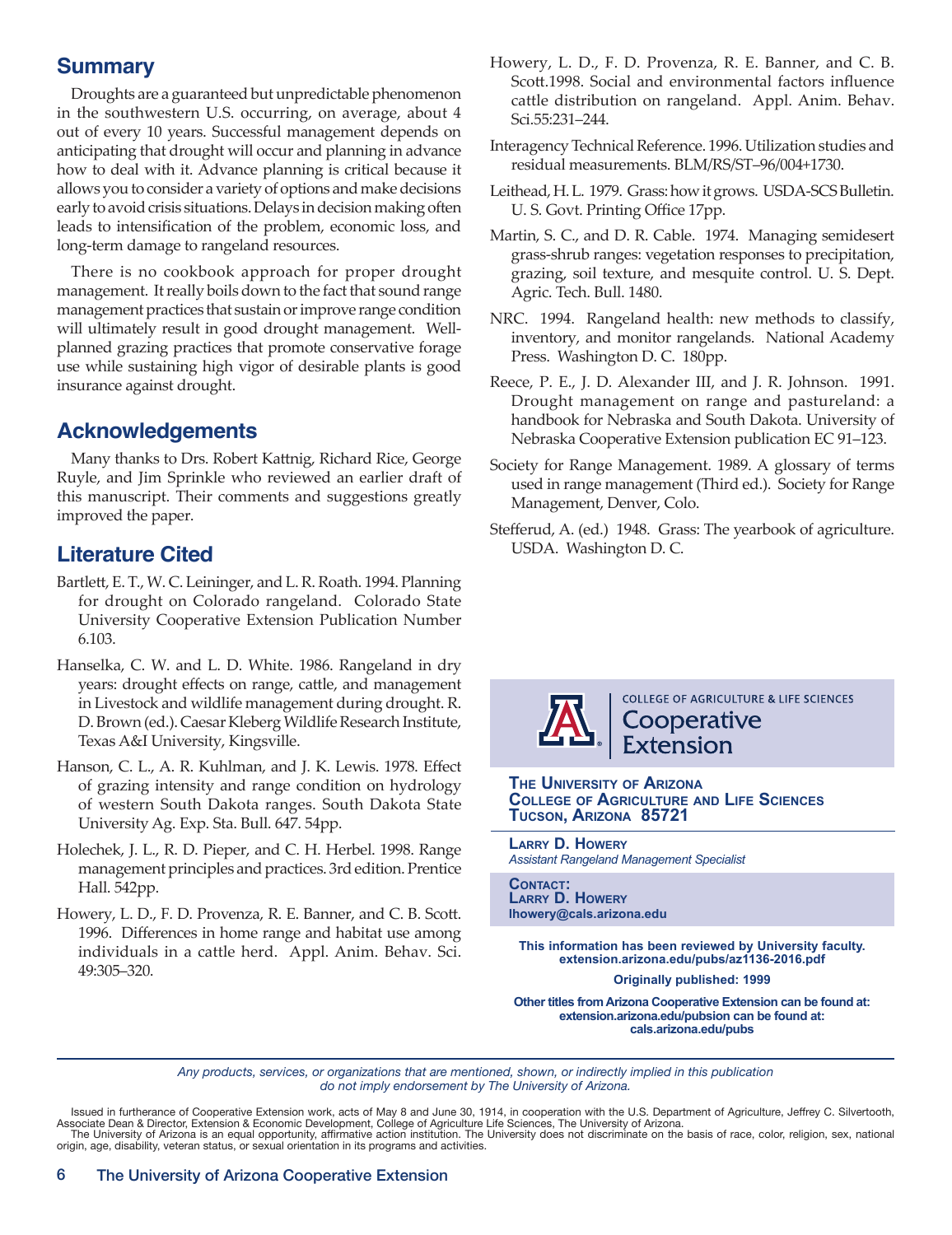## Summary

Droughts are a guaranteed but unpredictable phenomenon in the southwestern U.S. occurring, on average, about 4 out of every 10 years. Successful management depends on anticipating that drought will occur and planning in advance how to deal with it. Advance planning is critical because it allows you to consider a variety of options and make decisions early to avoid crisis situations. Delays in decision making often leads to intensification of the problem, economic loss, and long-term damage to rangeland resources.

There is no cookbook approach for proper drought management. It really boils down to the fact that sound range management practices that sustain or improve range condition will ultimately result in good drought management. Well-planned grazing practices that promote conservative forage use while sustaining high vigor of desirable plants is good insurance against drought.

## Acknowledgements

Many thanks to Drs. Robert Kattnig, Richard Rice, George Ruyle, and Jim Sprinkle who reviewed an earlier draft of this manuscript. Their comments and suggestions greatly improved the paper.

## Literature Cited

Bartlett, E. T., W. C. Leininger, and L. R. Roath. 1994. Planning for drought on Colorado rangeland. Colorado State University Cooperative Extension Publication Number 6.103.

Hanselka, C. W. and L. D. White. 1986. Rangeland in dry years: drought effects on range, cattle, and management in Livestock and wildlife management during drought. R. D. Brown (ed.). Caesar Kleberg Wildlife Research Institute, Texas A&I University, Kingsville.

Hanson, C. L., A. R. Kuhlman, and J. K. Lewis. 1978. Effect of grazing intensity and range condition on hydrology of western South Dakota ranges. South Dakota State University Ag. Exp. Sta. Bull. 647. 54pp.

Holechek, J. L., R. D. Pieper, and C. H. Herbel. 1998. Range management principles and practices. 3rd edition. Prentice Hall. 542pp.

Howery, L. D., F. D. Provenza, R. E. Banner, and C. B. Scott. 1996. Differences in home range and habitat use among individuals in a cattle herd. Appl. Anim. Behav. Sci. 49:305–320.

Howery, L. D., F. D. Provenza, R. E. Banner, and C. B. Scott.1998. Social and environmental factors influence cattle distribution on rangeland. Appl. Anim. Behav. Sci.55:231–244.

Interagency Technical Reference. 1996. Utilization studies and residual measurements. BLM/RS/ST–96/004+1730.

Leithead, H. L. 1979. Grass: how it grows. USDA-SCS Bulletin. U. S. Govt. Printing Office 17pp.

Martin, S. C., and D. R. Cable. 1974. Managing semidesert grass-shrub ranges: vegetation responses to precipitation, grazing, soil texture, and mesquite control. U. S. Dept. Agric. Tech. Bull. 1480.

NRC. 1994. Rangeland health: new methods to classify, inventory, and monitor rangelands. National Academy Press. Washington D. C. 180pp.

Reece, P. E., J. D. Alexander III, and J. R. Johnson. 1991. Drought management on range and pastureland: a handbook for Nebraska and South Dakota. University of Nebraska Cooperative Extension publication EC 91–123.

Society for Range Management. 1989. A glossary of terms used in range management (Third ed.). Society for Range Management, Denver, Colo.

Stefferud, A. (ed.) 1948. Grass: The yearbook of agriculture. USDA. Washington D. C.

College of Agriculture & Life Sciences
Cooperative Extension

**The University of Arizona**
**College of Agriculture and Life Sciences**
**Tucson, Arizona 85721**

**Larry D. Howery**
*Assistant Rangeland Management Specialist*

**Contact:**
**Larry D. Howery**
**lhowery@cals.arizona.edu**

**This information has been reviewed by University faculty.**
**extension.arizona.edu/pubs/az1136-2016.pdf**

**Originally published: 1999**

**Other titles from Arizona Cooperative Extension can be found at:**
**extension.arizona.edu/pubsion can be found at:**
**cals.arizona.edu/pubs**

*Any products, services, or organizations that are mentioned, shown, or indirectly implied in this publication do not imply endorsement by The University of Arizona.*

Issued in furtherance of Cooperative Extension work, acts of May 8 and June 30, 1914, in cooperation with the U.S. Department of Agriculture, Jeffrey C. Silvertooth, Associate Dean & Director, Extension & Economic Development, College of Agriculture Life Sciences, The University of Arizona.
The University of Arizona is an equal opportunity, affirmative action institution. The University does not discriminate on the basis of race, color, religion, sex, national origin, age, disability, veteran status, or sexual orientation in its programs and activities.